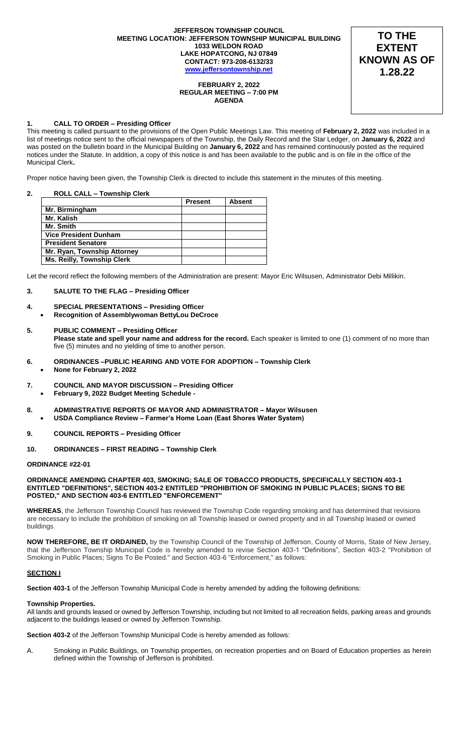**JEFFERSON TOWNSHIP COUNCIL**
**MEETING LOCATION: JEFFERSON TOWNSHIP MUNICIPAL BUILDING**
**1033 WELDON ROAD**
**LAKE HOPATCONG, NJ 07849**
**CONTACT: 973-208-6132/33**
**www.jeffersontownship.net**

**FEBRUARY 2, 2022**
**REGULAR MEETING – 7:00 PM**
**AGENDA**

**TO THE EXTENT KNOWN AS OF 1.28.22**

## 1. CALL TO ORDER – Presiding Officer

This meeting is called pursuant to the provisions of the Open Public Meetings Law. This meeting of **February 2, 2022** was included in a list of meetings notice sent to the official newspapers of the Township, the Daily Record and the Star Ledger, on **January 6, 2022** and was posted on the bulletin board in the Municipal Building on **January 6, 2022** and has remained continuously posted as the required notices under the Statute. In addition, a copy of this notice is and has been available to the public and is on file in the office of the Municipal Clerk**.**

Proper notice having been given, the Township Clerk is directed to include this statement in the minutes of this meeting.

## 2. ROLL CALL – Township Clerk

| | Present | Absent |
|---|---|---|
| **Mr. Birmingham** | | |
| **Mr. Kalish** | | |
| **Mr. Smith** | | |
| **Vice President Dunham** | | |
| **President Senatore** | | |
| **Mr. Ryan, Township Attorney** | | |
| **Ms. Reilly, Township Clerk** | | |

Let the record reflect the following members of the Administration are present: Mayor Eric Wilsusen, Administrator Debi Millikin.

## 3. SALUTE TO THE FLAG – Presiding Officer

## 4. SPECIAL PRESENTATIONS – Presiding Officer

- **Recognition of Assemblywoman BettyLou DeCroce**

## 5. PUBLIC COMMENT – Presiding Officer

**Please state and spell your name and address for the record.** Each speaker is limited to one (1) comment of no more than five (5) minutes and no yielding of time to another person.

## 6. ORDINANCES –PUBLIC HEARING AND VOTE FOR ADOPTION – Township Clerk

- **None for February 2, 2022**

## 7. COUNCIL AND MAYOR DISCUSSION – Presiding Officer

- **February 9, 2022 Budget Meeting Schedule -**

## 8. ADMINISTRATIVE REPORTS OF MAYOR AND ADMINISTRATOR – Mayor Wilsusen

- **USDA Compliance Review – Farmer's Home Loan (East Shores Water System)**

## 9. COUNCIL REPORTS – Presiding Officer

## 10. ORDINANCES – FIRST READING – Township Clerk

**ORDINANCE #22-01**

**ORDINANCE AMENDING CHAPTER 403, SMOKING; SALE OF TOBACCO PRODUCTS, SPECIFICALLY SECTION 403-1 ENTITLED "DEFINITIONS", SECTION 403-2 ENTITLED "PROHIBITION OF SMOKING IN PUBLIC PLACES; SIGNS TO BE POSTED," AND SECTION 403-6 ENTITLED "ENFORCEMENT"**

**WHEREAS**, the Jefferson Township Council has reviewed the Township Code regarding smoking and has determined that revisions are necessary to include the prohibition of smoking on all Township leased or owned property and in all Township leased or owned buildings.

**NOW THEREFORE, BE IT ORDAINED,** by the Township Council of the Township of Jefferson, County of Morris, State of New Jersey, that the Jefferson Township Municipal Code is hereby amended to revise Section 403-1 "Definitions", Section 403-2 "Prohibition of Smoking in Public Places; Signs To Be Posted." and Section 403-6 "Enforcement," as follows:

**SECTION I**

**Section 403-1** of the Jefferson Township Municipal Code is hereby amended by adding the following definitions:

**Township Properties.**

All lands and grounds leased or owned by Jefferson Township, including but not limited to all recreation fields, parking areas and grounds adjacent to the buildings leased or owned by Jefferson Township.

**Section 403-2** of the Jefferson Township Municipal Code is hereby amended as follows:

A. Smoking in Public Buildings, on Township properties, on recreation properties and on Board of Education properties as herein defined within the Township of Jefferson is prohibited.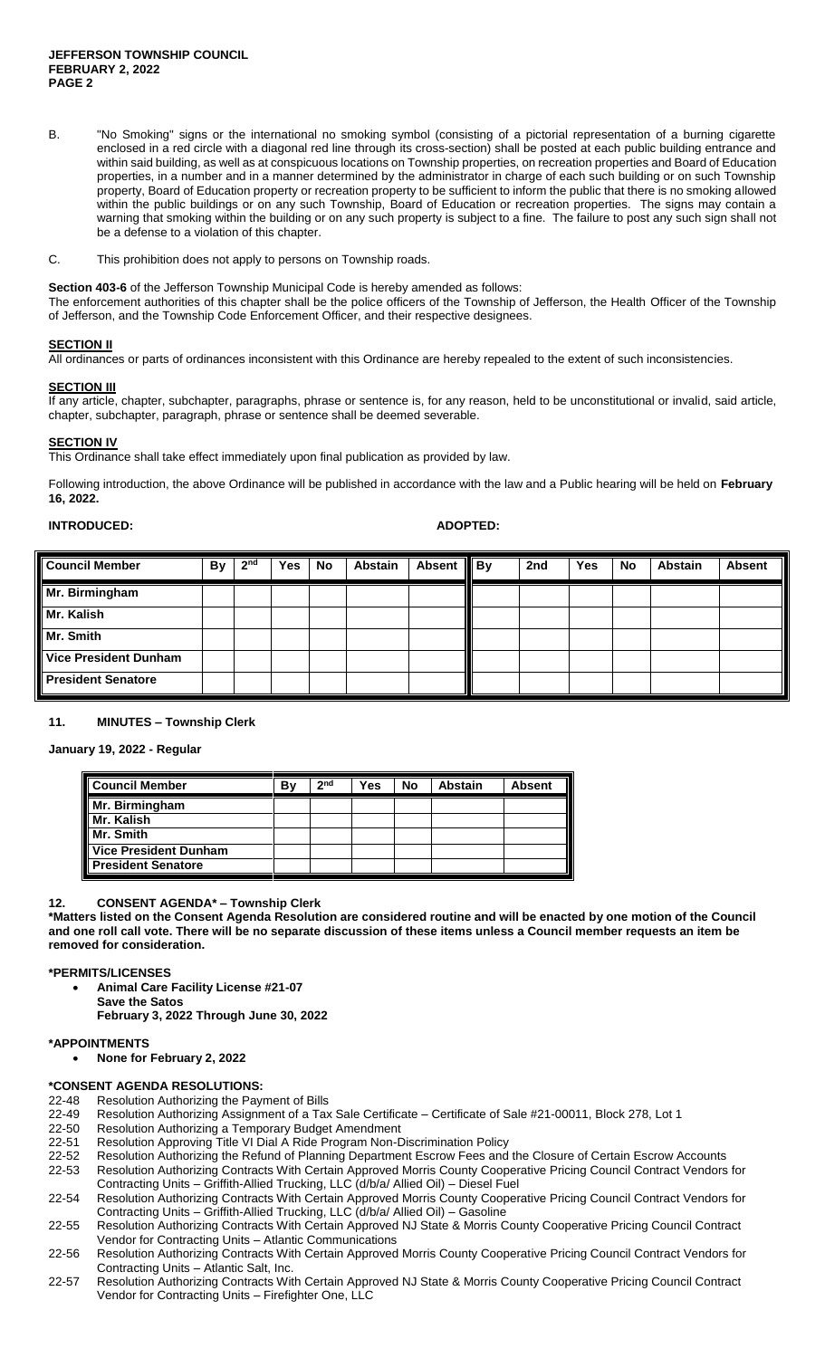B. "No Smoking" signs or the international no smoking symbol (consisting of a pictorial representation of a burning cigarette enclosed in a red circle with a diagonal red line through its cross-section) shall be posted at each public building entrance and within said building, as well as at conspicuous locations on Township properties, on recreation properties and Board of Education properties, in a number and in a manner determined by the administrator in charge of each such building or on such Township property, Board of Education property or recreation property to be sufficient to inform the public that there is no smoking allowed within the public buildings or on any such Township, Board of Education or recreation properties. The signs may contain a warning that smoking within the building or on any such property is subject to a fine. The failure to post any such sign shall not be a defense to a violation of this chapter.

C. This prohibition does not apply to persons on Township roads.

**Section 403-6** of the Jefferson Township Municipal Code is hereby amended as follows:
The enforcement authorities of this chapter shall be the police officers of the Township of Jefferson, the Health Officer of the Township of Jefferson, and the Township Code Enforcement Officer, and their respective designees.

**SECTION II**

All ordinances or parts of ordinances inconsistent with this Ordinance are hereby repealed to the extent of such inconsistencies.

**SECTION III**

If any article, chapter, subchapter, paragraphs, phrase or sentence is, for any reason, held to be unconstitutional or invalid, said article, chapter, subchapter, paragraph, phrase or sentence shall be deemed severable.

**SECTION IV**

This Ordinance shall take effect immediately upon final publication as provided by law.

Following introduction, the above Ordinance will be published in accordance with the law and a Public hearing will be held on **February 16, 2022.**

**INTRODUCED:** **ADOPTED:**

| Council Member | By | 2nd | Yes | No | Abstain | Absent | By | 2nd | Yes | No | Abstain | Absent |
|---|---|---|---|---|---|---|---|---|---|---|---|---|
| Mr. Birmingham | | | | | | | | | | | | |
| Mr. Kalish | | | | | | | | | | | | |
| Mr. Smith | | | | | | | | | | | | |
| Vice President Dunham | | | | | | | | | | | | |
| President Senatore | | | | | | | | | | | | |

## 11. MINUTES – Township Clerk

**January 19, 2022 - Regular**

| Council Member | By | 2nd | Yes | No | Abstain | Absent |
|---|---|---|---|---|---|---|
| Mr. Birmingham | | | | | | |
| Mr. Kalish | | | | | | |
| Mr. Smith | | | | | | |
| Vice President Dunham | | | | | | |
| President Senatore | | | | | | |

## 12. CONSENT AGENDA* – Township Clerk

**\*Matters listed on the Consent Agenda Resolution are considered routine and will be enacted by one motion of the Council and one roll call vote. There will be no separate discussion of these items unless a Council member requests an item be removed for consideration.**

**\*PERMITS/LICENSES**

- **Animal Care Facility License #21-07**
  **Save the Satos**
  **February 3, 2022 Through June 30, 2022**

**\*APPOINTMENTS**

- **None for February 2, 2022**

**\*CONSENT AGENDA RESOLUTIONS:**

22-48 Resolution Authorizing the Payment of Bills
22-49 Resolution Authorizing Assignment of a Tax Sale Certificate – Certificate of Sale #21-00011, Block 278, Lot 1
22-50 Resolution Authorizing a Temporary Budget Amendment
22-51 Resolution Approving Title VI Dial A Ride Program Non-Discrimination Policy
22-52 Resolution Authorizing the Refund of Planning Department Escrow Fees and the Closure of Certain Escrow Accounts
22-53 Resolution Authorizing Contracts With Certain Approved Morris County Cooperative Pricing Council Contract Vendors for Contracting Units – Griffith-Allied Trucking, LLC (d/b/a/ Allied Oil) – Diesel Fuel
22-54 Resolution Authorizing Contracts With Certain Approved Morris County Cooperative Pricing Council Contract Vendors for Contracting Units – Griffith-Allied Trucking, LLC (d/b/a/ Allied Oil) – Gasoline
22-55 Resolution Authorizing Contracts With Certain Approved NJ State & Morris County Cooperative Pricing Council Contract Vendor for Contracting Units – Atlantic Communications
22-56 Resolution Authorizing Contracts With Certain Approved Morris County Cooperative Pricing Council Contract Vendors for Contracting Units – Atlantic Salt, Inc.
22-57 Resolution Authorizing Contracts With Certain Approved NJ State & Morris County Cooperative Pricing Council Contract Vendor for Contracting Units – Firefighter One, LLC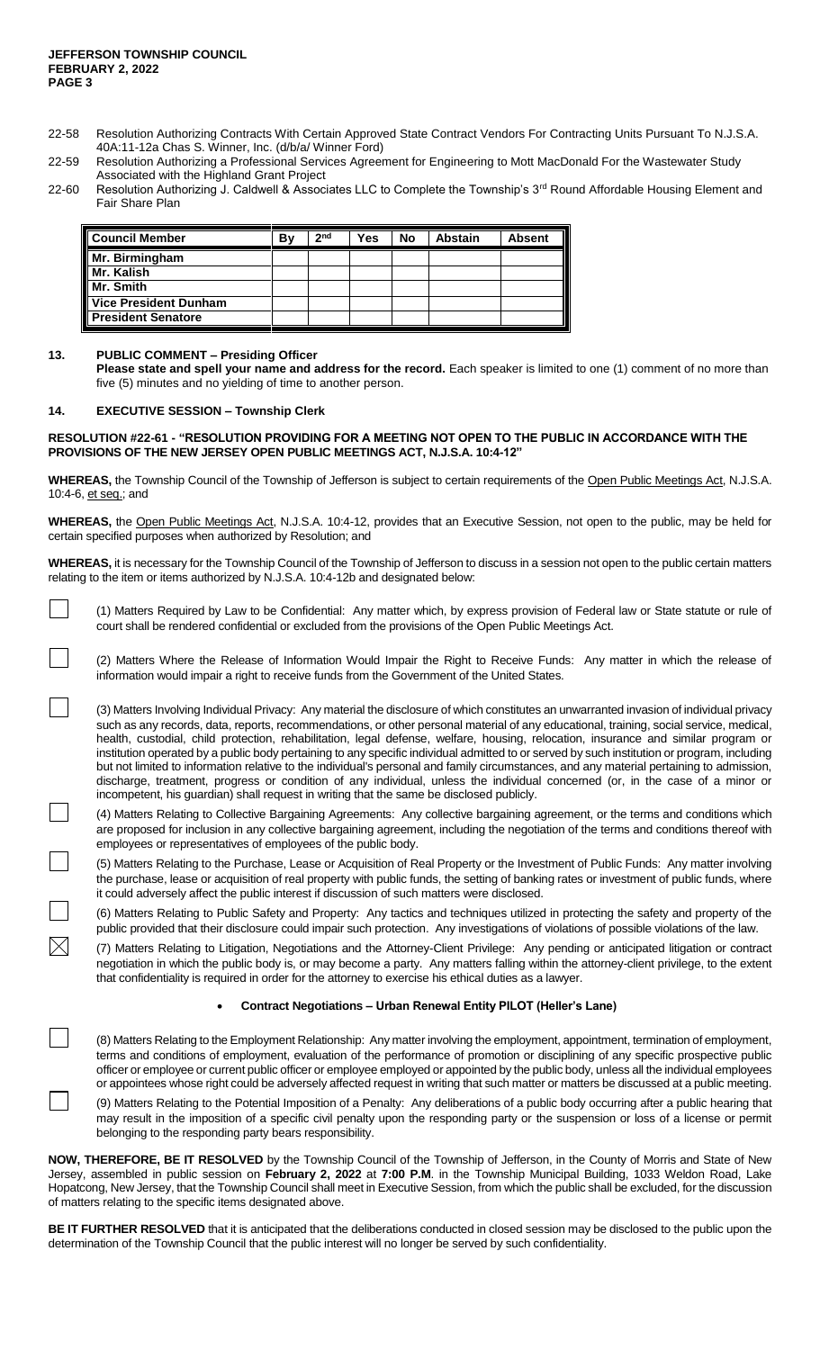- 22-58 Resolution Authorizing Contracts With Certain Approved State Contract Vendors For Contracting Units Pursuant To N.J.S.A. 40A:11-12a Chas S. Winner, Inc. (d/b/a/ Winner Ford)
- 22-59 Resolution Authorizing a Professional Services Agreement for Engineering to Mott MacDonald For the Wastewater Study Associated with the Highland Grant Project
- 22-60 Resolution Authorizing J. Caldwell & Associates LLC to Complete the Township's 3rd Round Affordable Housing Element and Fair Share Plan

| Council Member | By | 2nd | Yes | No | Abstain | Absent |
|---|---|---|---|---|---|---|
| Mr. Birmingham | | | | | | |
| Mr. Kalish | | | | | | |
| Mr. Smith | | | | | | |
| Vice President Dunham | | | | | | |
| President Senatore | | | | | | |

## 13. PUBLIC COMMENT – Presiding Officer

**Please state and spell your name and address for the record.** Each speaker is limited to one (1) comment of no more than five (5) minutes and no yielding of time to another person.

## 14. EXECUTIVE SESSION – Township Clerk

**RESOLUTION #22-61 - "RESOLUTION PROVIDING FOR A MEETING NOT OPEN TO THE PUBLIC IN ACCORDANCE WITH THE PROVISIONS OF THE NEW JERSEY OPEN PUBLIC MEETINGS ACT, N.J.S.A. 10:4-12"**

**WHEREAS,** the Township Council of the Township of Jefferson is subject to certain requirements of the Open Public Meetings Act, N.J.S.A. 10:4-6, et seq.; and

**WHEREAS,** the Open Public Meetings Act, N.J.S.A. 10:4-12, provides that an Executive Session, not open to the public, may be held for certain specified purposes when authorized by Resolution; and

**WHEREAS,** it is necessary for the Township Council of the Township of Jefferson to discuss in a session not open to the public certain matters relating to the item or items authorized by N.J.S.A. 10:4-12b and designated below:

☐ (1) Matters Required by Law to be Confidential: Any matter which, by express provision of Federal law or State statute or rule of court shall be rendered confidential or excluded from the provisions of the Open Public Meetings Act.

☐ (2) Matters Where the Release of Information Would Impair the Right to Receive Funds: Any matter in which the release of information would impair a right to receive funds from the Government of the United States.

☐ (3) Matters Involving Individual Privacy: Any material the disclosure of which constitutes an unwarranted invasion of individual privacy such as any records, data, reports, recommendations, or other personal material of any educational, training, social service, medical, health, custodial, child protection, rehabilitation, legal defense, welfare, housing, relocation, insurance and similar program or institution operated by a public body pertaining to any specific individual admitted to or served by such institution or program, including but not limited to information relative to the individual's personal and family circumstances, and any material pertaining to admission, discharge, treatment, progress or condition of any individual, unless the individual concerned (or, in the case of a minor or incompetent, his guardian) shall request in writing that the same be disclosed publicly.

☐ (4) Matters Relating to Collective Bargaining Agreements: Any collective bargaining agreement, or the terms and conditions which are proposed for inclusion in any collective bargaining agreement, including the negotiation of the terms and conditions thereof with employees or representatives of employees of the public body.

☐ (5) Matters Relating to the Purchase, Lease or Acquisition of Real Property or the Investment of Public Funds: Any matter involving the purchase, lease or acquisition of real property with public funds, the setting of banking rates or investment of public funds, where it could adversely affect the public interest if discussion of such matters were disclosed.

☐ (6) Matters Relating to Public Safety and Property: Any tactics and techniques utilized in protecting the safety and property of the public provided that their disclosure could impair such protection. Any investigations of violations of possible violations of the law.

☒ (7) Matters Relating to Litigation, Negotiations and the Attorney-Client Privilege: Any pending or anticipated litigation or contract negotiation in which the public body is, or may become a party. Any matters falling within the attorney-client privilege, to the extent that confidentiality is required in order for the attorney to exercise his ethical duties as a lawyer.

- **Contract Negotiations – Urban Renewal Entity PILOT (Heller's Lane)**

☐ (8) Matters Relating to the Employment Relationship: Any matter involving the employment, appointment, termination of employment, terms and conditions of employment, evaluation of the performance of promotion or disciplining of any specific prospective public officer or employee or current public officer or employee employed or appointed by the public body, unless all the individual employees or appointees whose right could be adversely affected request in writing that such matter or matters be discussed at a public meeting.

☐ (9) Matters Relating to the Potential Imposition of a Penalty: Any deliberations of a public body occurring after a public hearing that may result in the imposition of a specific civil penalty upon the responding party or the suspension or loss of a license or permit belonging to the responding party bears responsibility.

**NOW, THEREFORE, BE IT RESOLVED** by the Township Council of the Township of Jefferson, in the County of Morris and State of New Jersey, assembled in public session on **February 2, 2022** at **7:00 P.M**. in the Township Municipal Building, 1033 Weldon Road, Lake Hopatcong, New Jersey, that the Township Council shall meet in Executive Session, from which the public shall be excluded, for the discussion of matters relating to the specific items designated above.

**BE IT FURTHER RESOLVED** that it is anticipated that the deliberations conducted in closed session may be disclosed to the public upon the determination of the Township Council that the public interest will no longer be served by such confidentiality.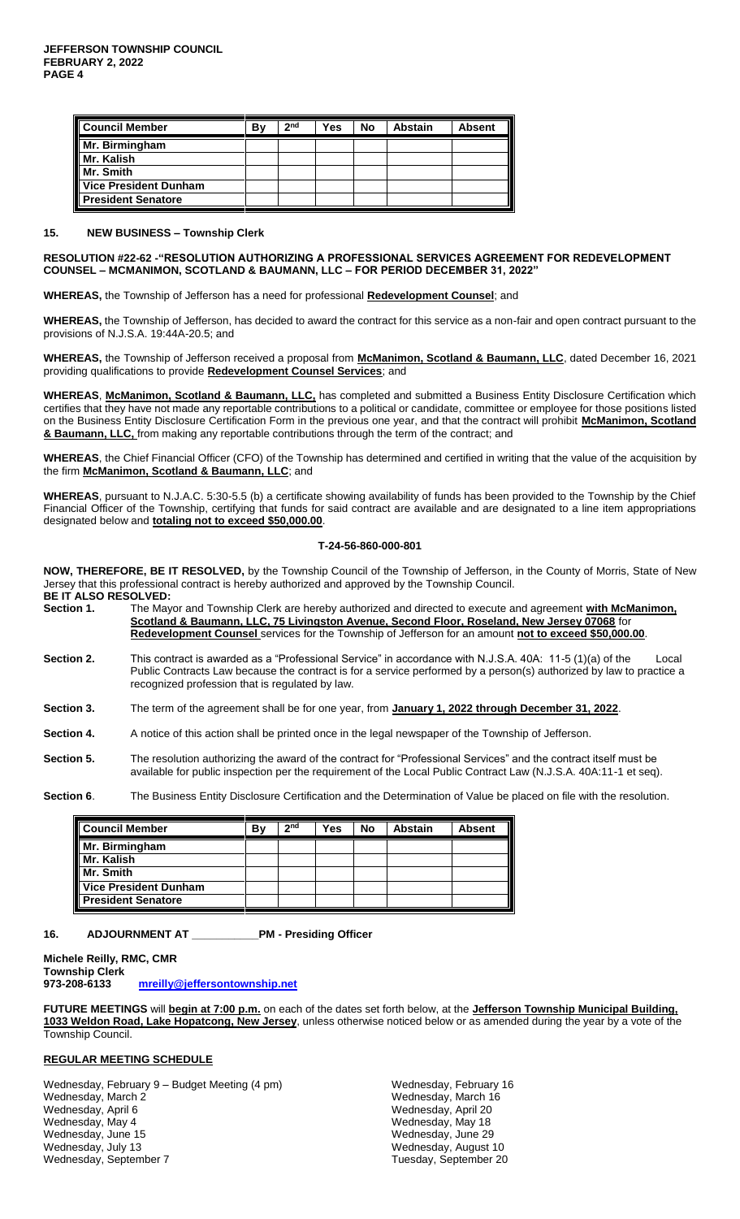| Council Member | By | 2nd | Yes | No | Abstain | Absent |
|---|---|---|---|---|---|---|
| Mr. Birmingham | | | | | | |
| Mr. Kalish | | | | | | |
| Mr. Smith | | | | | | |
| Vice President Dunham | | | | | | |
| President Senatore | | | | | | |

## 15. NEW BUSINESS – Township Clerk

**RESOLUTION #22-62 -"RESOLUTION AUTHORIZING A PROFESSIONAL SERVICES AGREEMENT FOR REDEVELOPMENT COUNSEL – MCMANIMON, SCOTLAND & BAUMANN, LLC – FOR PERIOD DECEMBER 31, 2022"**

**WHEREAS,** the Township of Jefferson has a need for professional **Redevelopment Counsel**; and

**WHEREAS,** the Township of Jefferson, has decided to award the contract for this service as a non-fair and open contract pursuant to the provisions of N.J.S.A. 19:44A-20.5; and

**WHEREAS,** the Township of Jefferson received a proposal from **McManimon, Scotland & Baumann, LLC**, dated December 16, 2021 providing qualifications to provide **Redevelopment Counsel Services**; and

**WHEREAS**, **McManimon, Scotland & Baumann, LLC,** has completed and submitted a Business Entity Disclosure Certification which certifies that they have not made any reportable contributions to a political or candidate, committee or employee for those positions listed on the Business Entity Disclosure Certification Form in the previous one year, and that the contract will prohibit **McManimon, Scotland & Baumann, LLC,** from making any reportable contributions through the term of the contract; and

**WHEREAS**, the Chief Financial Officer (CFO) of the Township has determined and certified in writing that the value of the acquisition by the firm **McManimon, Scotland & Baumann, LLC**; and

**WHEREAS**, pursuant to N.J.A.C. 5:30-5.5 (b) a certificate showing availability of funds has been provided to the Township by the Chief Financial Officer of the Township, certifying that funds for said contract are available and are designated to a line item appropriations designated below and **totaling not to exceed $50,000.00**.

**T-24-56-860-000-801**

**NOW, THEREFORE, BE IT RESOLVED,** by the Township Council of the Township of Jefferson, in the County of Morris, State of New Jersey that this professional contract is hereby authorized and approved by the Township Council.

**BE IT ALSO RESOLVED:**

**Section 1.** The Mayor and Township Clerk are hereby authorized and directed to execute and agreement **with McManimon, Scotland & Baumann, LLC, 75 Livingston Avenue, Second Floor, Roseland, New Jersey 07068** for **Redevelopment Counsel** services for the Township of Jefferson for an amount **not to exceed $50,000.00**.

**Section 2.** This contract is awarded as a "Professional Service" in accordance with N.J.S.A. 40A: 11-5 (1)(a) of the Local Public Contracts Law because the contract is for a service performed by a person(s) authorized by law to practice a recognized profession that is regulated by law.

**Section 3.** The term of the agreement shall be for one year, from **January 1, 2022 through December 31, 2022**.

**Section 4.** A notice of this action shall be printed once in the legal newspaper of the Township of Jefferson.

**Section 5.** The resolution authorizing the award of the contract for "Professional Services" and the contract itself must be available for public inspection per the requirement of the Local Public Contract Law (N.J.S.A. 40A:11-1 et seq).

**Section 6**. The Business Entity Disclosure Certification and the Determination of Value be placed on file with the resolution.

| Council Member | By | 2nd | Yes | No | Abstain | Absent |
|---|---|---|---|---|---|---|
| Mr. Birmingham | | | | | | |
| Mr. Kalish | | | | | | |
| Mr. Smith | | | | | | |
| Vice President Dunham | | | | | | |
| President Senatore | | | | | | |

## 16. ADJOURNMENT AT ___________PM - Presiding Officer

**Michele Reilly, RMC, CMR**
**Township Clerk**
**973-208-6133** mreilly@jeffersontownship.net

**FUTURE MEETINGS** will **begin at 7:00 p.m.** on each of the dates set forth below, at the **Jefferson Township Municipal Building, 1033 Weldon Road, Lake Hopatcong, New Jersey**, unless otherwise noticed below or as amended during the year by a vote of the Township Council.

**REGULAR MEETING SCHEDULE**

Wednesday, February 9 – Budget Meeting (4 pm)
Wednesday, February 16
Wednesday, March 2
Wednesday, March 16
Wednesday, April 6
Wednesday, April 20
Wednesday, May 4
Wednesday, May 18
Wednesday, June 15
Wednesday, June 29
Wednesday, July 13
Wednesday, August 10
Wednesday, September 7
Tuesday, September 20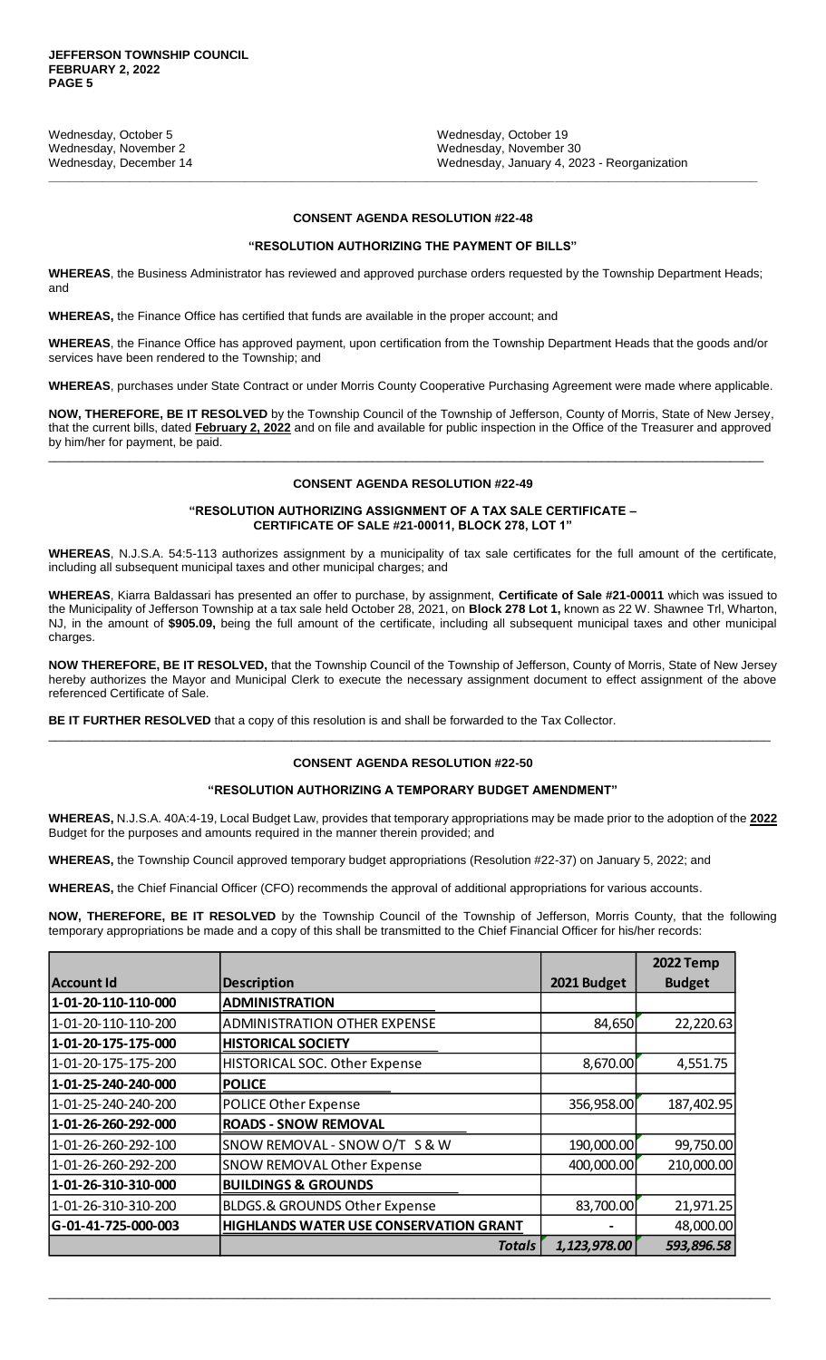Wednesday, October 5 — Wednesday, October 19
Wednesday, November 2 — Wednesday, November 30
Wednesday, December 14 — Wednesday, January 4, 2023 - Reorganization

---

### CONSENT AGENDA RESOLUTION #22-48

**"RESOLUTION AUTHORIZING THE PAYMENT OF BILLS"**

**WHEREAS**, the Business Administrator has reviewed and approved purchase orders requested by the Township Department Heads; and

**WHEREAS,** the Finance Office has certified that funds are available in the proper account; and

**WHEREAS**, the Finance Office has approved payment, upon certification from the Township Department Heads that the goods and/or services have been rendered to the Township; and

**WHEREAS**, purchases under State Contract or under Morris County Cooperative Purchasing Agreement were made where applicable.

**NOW, THEREFORE, BE IT RESOLVED** by the Township Council of the Township of Jefferson, County of Morris, State of New Jersey, that the current bills, dated **February 2, 2022** and on file and available for public inspection in the Office of the Treasurer and approved by him/her for payment, be paid.

---

### CONSENT AGENDA RESOLUTION #22-49

**"RESOLUTION AUTHORIZING ASSIGNMENT OF A TAX SALE CERTIFICATE – CERTIFICATE OF SALE #21-00011, BLOCK 278, LOT 1"**

**WHEREAS**, N.J.S.A. 54:5-113 authorizes assignment by a municipality of tax sale certificates for the full amount of the certificate, including all subsequent municipal taxes and other municipal charges; and

**WHEREAS**, Kiarra Baldassari has presented an offer to purchase, by assignment, **Certificate of Sale #21-00011** which was issued to the Municipality of Jefferson Township at a tax sale held October 28, 2021, on **Block 278 Lot 1,** known as 22 W. Shawnee Trl, Wharton, NJ, in the amount of **$905.09,** being the full amount of the certificate, including all subsequent municipal taxes and other municipal charges.

**NOW THEREFORE, BE IT RESOLVED,** that the Township Council of the Township of Jefferson, County of Morris, State of New Jersey hereby authorizes the Mayor and Municipal Clerk to execute the necessary assignment document to effect assignment of the above referenced Certificate of Sale.

**BE IT FURTHER RESOLVED** that a copy of this resolution is and shall be forwarded to the Tax Collector.

---

### CONSENT AGENDA RESOLUTION #22-50

**"RESOLUTION AUTHORIZING A TEMPORARY BUDGET AMENDMENT"**

**WHEREAS,** N.J.S.A. 40A:4-19, Local Budget Law, provides that temporary appropriations may be made prior to the adoption of the **2022** Budget for the purposes and amounts required in the manner therein provided; and

**WHEREAS,** the Township Council approved temporary budget appropriations (Resolution #22-37) on January 5, 2022; and

**WHEREAS,** the Chief Financial Officer (CFO) recommends the approval of additional appropriations for various accounts.

**NOW, THEREFORE, BE IT RESOLVED** by the Township Council of the Township of Jefferson, Morris County, that the following temporary appropriations be made and a copy of this shall be transmitted to the Chief Financial Officer for his/her records:

| Account Id | Description | 2021 Budget | 2022 Temp Budget |
|---|---|---|---|
| **1-01-20-110-110-000** | **ADMINISTRATION** | | |
| 1-01-20-110-110-200 | ADMINISTRATION OTHER EXPENSE | 84,650 | 22,220.63 |
| **1-01-20-175-175-000** | **HISTORICAL SOCIETY** | | |
| 1-01-20-175-175-200 | HISTORICAL SOC. Other Expense | 8,670.00 | 4,551.75 |
| **1-01-25-240-240-000** | **POLICE** | | |
| 1-01-25-240-240-200 | POLICE Other Expense | 356,958.00 | 187,402.95 |
| **1-01-26-260-292-000** | **ROADS - SNOW REMOVAL** | | |
| 1-01-26-260-292-100 | SNOW REMOVAL - SNOW O/T S & W | 190,000.00 | 99,750.00 |
| 1-01-26-260-292-200 | SNOW REMOVAL Other Expense | 400,000.00 | 210,000.00 |
| **1-01-26-310-310-000** | **BUILDINGS & GROUNDS** | | |
| 1-01-26-310-310-200 | BLDGS.& GROUNDS Other Expense | 83,700.00 | 21,971.25 |
| **G-01-41-725-000-003** | **HIGHLANDS WATER USE CONSERVATION GRANT** | - | 48,000.00 |
| | ***Totals*** | ***1,123,978.00*** | ***593,896.58*** |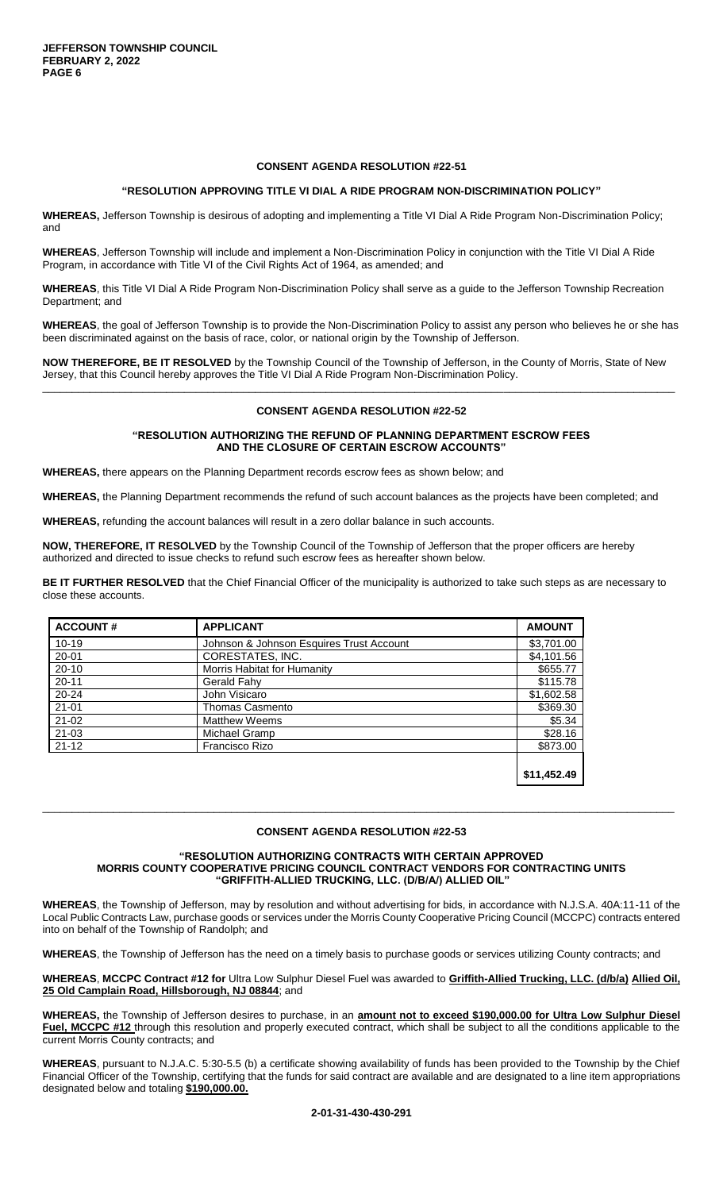### CONSENT AGENDA RESOLUTION #22-51

**"RESOLUTION APPROVING TITLE VI DIAL A RIDE PROGRAM NON-DISCRIMINATION POLICY"**

**WHEREAS,** Jefferson Township is desirous of adopting and implementing a Title VI Dial A Ride Program Non-Discrimination Policy; and

**WHEREAS**, Jefferson Township will include and implement a Non-Discrimination Policy in conjunction with the Title VI Dial A Ride Program, in accordance with Title VI of the Civil Rights Act of 1964, as amended; and

**WHEREAS**, this Title VI Dial A Ride Program Non-Discrimination Policy shall serve as a guide to the Jefferson Township Recreation Department; and

**WHEREAS**, the goal of Jefferson Township is to provide the Non-Discrimination Policy to assist any person who believes he or she has been discriminated against on the basis of race, color, or national origin by the Township of Jefferson.

**NOW THEREFORE, BE IT RESOLVED** by the Township Council of the Township of Jefferson, in the County of Morris, State of New Jersey, that this Council hereby approves the Title VI Dial A Ride Program Non-Discrimination Policy.

---

### CONSENT AGENDA RESOLUTION #22-52

**"RESOLUTION AUTHORIZING THE REFUND OF PLANNING DEPARTMENT ESCROW FEES AND THE CLOSURE OF CERTAIN ESCROW ACCOUNTS"**

**WHEREAS,** there appears on the Planning Department records escrow fees as shown below; and

**WHEREAS,** the Planning Department recommends the refund of such account balances as the projects have been completed; and

**WHEREAS,** refunding the account balances will result in a zero dollar balance in such accounts.

**NOW, THEREFORE, IT RESOLVED** by the Township Council of the Township of Jefferson that the proper officers are hereby authorized and directed to issue checks to refund such escrow fees as hereafter shown below.

**BE IT FURTHER RESOLVED** that the Chief Financial Officer of the municipality is authorized to take such steps as are necessary to close these accounts.

| ACCOUNT # | APPLICANT | AMOUNT |
|---|---|---|
| 10-19 | Johnson & Johnson Esquires Trust Account | $3,701.00 |
| 20-01 | CORESTATES, INC. | $4,101.56 |
| 20-10 | Morris Habitat for Humanity | $655.77 |
| 20-11 | Gerald Fahy | $115.78 |
| 20-24 | John Visicaro | $1,602.58 |
| 21-01 | Thomas Casmento | $369.30 |
| 21-02 | Matthew Weems | $5.34 |
| 21-03 | Michael Gramp | $28.16 |
| 21-12 | Francisco Rizo | $873.00 |
| | | **$11,452.49** |

---

### CONSENT AGENDA RESOLUTION #22-53

**"RESOLUTION AUTHORIZING CONTRACTS WITH CERTAIN APPROVED MORRIS COUNTY COOPERATIVE PRICING COUNCIL CONTRACT VENDORS FOR CONTRACTING UNITS "GRIFFITH-ALLIED TRUCKING, LLC. (D/B/A/) ALLIED OIL"**

**WHEREAS**, the Township of Jefferson, may by resolution and without advertising for bids, in accordance with N.J.S.A. 40A:11-11 of the Local Public Contracts Law, purchase goods or services under the Morris County Cooperative Pricing Council (MCCPC) contracts entered into on behalf of the Township of Randolph; and

**WHEREAS**, the Township of Jefferson has the need on a timely basis to purchase goods or services utilizing County contracts; and

**WHEREAS**, **MCCPC Contract #12 for** Ultra Low Sulphur Diesel Fuel was awarded to **Griffith-Allied Trucking, LLC. (d/b/a) Allied Oil, 25 Old Camplain Road, Hillsborough, NJ 08844**; and

**WHEREAS,** the Township of Jefferson desires to purchase, in an **amount not to exceed $190,000.00 for Ultra Low Sulphur Diesel Fuel, MCCPC #12** through this resolution and properly executed contract, which shall be subject to all the conditions applicable to the current Morris County contracts; and

**WHEREAS**, pursuant to N.J.A.C. 5:30-5.5 (b) a certificate showing availability of funds has been provided to the Township by the Chief Financial Officer of the Township, certifying that the funds for said contract are available and are designated to a line item appropriations designated below and totaling **$190,000.00.**

**2-01-31-430-430-291**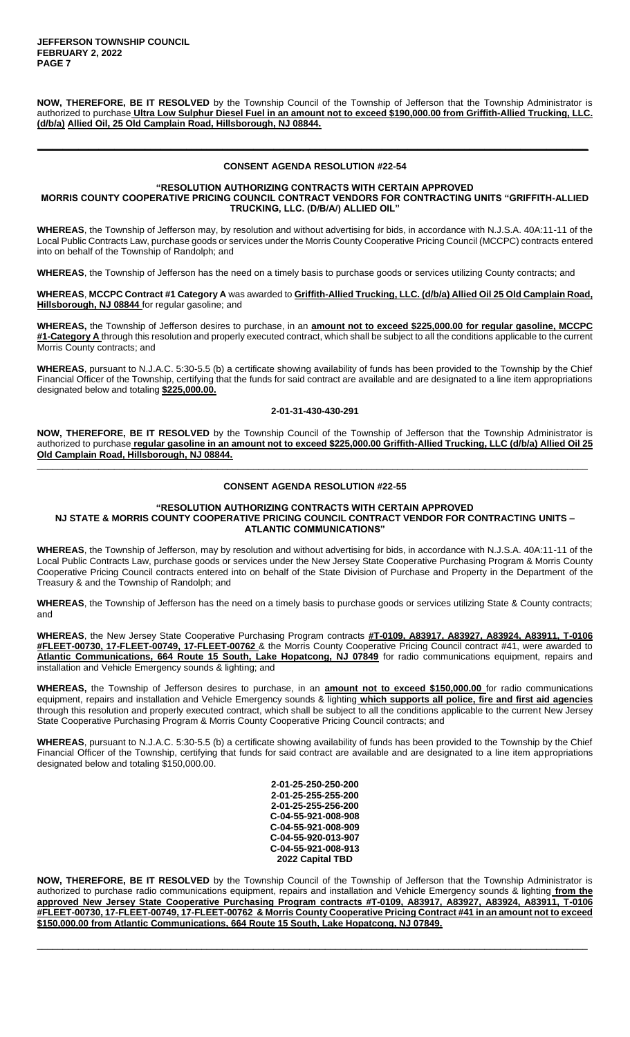**NOW, THEREFORE, BE IT RESOLVED** by the Township Council of the Township of Jefferson that the Township Administrator is authorized to purchase **Ultra Low Sulphur Diesel Fuel in an amount not to exceed $190,000.00 from Griffith-Allied Trucking, LLC. (d/b/a) Allied Oil, 25 Old Camplain Road, Hillsborough, NJ 08844.**

---

### CONSENT AGENDA RESOLUTION #22-54

#### "RESOLUTION AUTHORIZING CONTRACTS WITH CERTAIN APPROVED MORRIS COUNTY COOPERATIVE PRICING COUNCIL CONTRACT VENDORS FOR CONTRACTING UNITS "GRIFFITH-ALLIED TRUCKING, LLC. (D/B/A/) ALLIED OIL"

**WHEREAS**, the Township of Jefferson may, by resolution and without advertising for bids, in accordance with N.J.S.A. 40A:11-11 of the Local Public Contracts Law, purchase goods or services under the Morris County Cooperative Pricing Council (MCCPC) contracts entered into on behalf of the Township of Randolph; and

**WHEREAS**, the Township of Jefferson has the need on a timely basis to purchase goods or services utilizing County contracts; and

**WHEREAS**, **MCCPC Contract #1 Category A** was awarded to **Griffith-Allied Trucking, LLC. (d/b/a) Allied Oil 25 Old Camplain Road, Hillsborough, NJ 08844** for regular gasoline; and

**WHEREAS,** the Township of Jefferson desires to purchase, in an **amount not to exceed $225,000.00 for regular gasoline, MCCPC #1-Category A** through this resolution and properly executed contract, which shall be subject to all the conditions applicable to the current Morris County contracts; and

**WHEREAS**, pursuant to N.J.A.C. 5:30-5.5 (b) a certificate showing availability of funds has been provided to the Township by the Chief Financial Officer of the Township, certifying that the funds for said contract are available and are designated to a line item appropriations designated below and totaling **$225,000.00.**

**2-01-31-430-430-291**

**NOW, THEREFORE, BE IT RESOLVED** by the Township Council of the Township of Jefferson that the Township Administrator is authorized to purchase **regular gasoline in an amount not to exceed $225,000.00 Griffith-Allied Trucking, LLC (d/b/a) Allied Oil 25 Old Camplain Road, Hillsborough, NJ 08844.**

---

### CONSENT AGENDA RESOLUTION #22-55

#### "RESOLUTION AUTHORIZING CONTRACTS WITH CERTAIN APPROVED NJ STATE & MORRIS COUNTY COOPERATIVE PRICING COUNCIL CONTRACT VENDOR FOR CONTRACTING UNITS – ATLANTIC COMMUNICATIONS"

**WHEREAS**, the Township of Jefferson, may by resolution and without advertising for bids, in accordance with N.J.S.A. 40A:11-11 of the Local Public Contracts Law, purchase goods or services under the New Jersey State Cooperative Purchasing Program & Morris County Cooperative Pricing Council contracts entered into on behalf of the State Division of Purchase and Property in the Department of the Treasury & and the Township of Randolph; and

**WHEREAS**, the Township of Jefferson has the need on a timely basis to purchase goods or services utilizing State & County contracts; and

**WHEREAS**, the New Jersey State Cooperative Purchasing Program contracts **#T-0109, A83917, A83927, A83924, A83911, T-0106 #FLEET-00730, 17-FLEET-00749, 17-FLEET-00762** & the Morris County Cooperative Pricing Council contract #41, were awarded to **Atlantic Communications, 664 Route 15 South, Lake Hopatcong, NJ 07849** for radio communications equipment, repairs and installation and Vehicle Emergency sounds & lighting; and

**WHEREAS,** the Township of Jefferson desires to purchase, in an **amount not to exceed $150,000.00** for radio communications equipment, repairs and installation and Vehicle Emergency sounds & lighting **which supports all police, fire and first aid agencies** through this resolution and properly executed contract, which shall be subject to all the conditions applicable to the current New Jersey State Cooperative Purchasing Program & Morris County Cooperative Pricing Council contracts; and

**WHEREAS**, pursuant to N.J.A.C. 5:30-5.5 (b) a certificate showing availability of funds has been provided to the Township by the Chief Financial Officer of the Township, certifying that funds for said contract are available and are designated to a line item appropriations designated below and totaling $150,000.00.

**2-01-25-250-250-200**
**2-01-25-255-255-200**
**2-01-25-255-256-200**
**C-04-55-921-008-908**
**C-04-55-921-008-909**
**C-04-55-920-013-907**
**C-04-55-921-008-913**
**2022 Capital TBD**

**NOW, THEREFORE, BE IT RESOLVED** by the Township Council of the Township of Jefferson that the Township Administrator is authorized to purchase radio communications equipment, repairs and installation and Vehicle Emergency sounds & lighting **from the approved New Jersey State Cooperative Purchasing Program contracts #T-0109, A83917, A83927, A83924, A83911, T-0106 #FLEET-00730, 17-FLEET-00749, 17-FLEET-00762 & Morris County Cooperative Pricing Contract #41 in an amount not to exceed $150,000.00 from Atlantic Communications, 664 Route 15 South, Lake Hopatcong, NJ 07849.**

---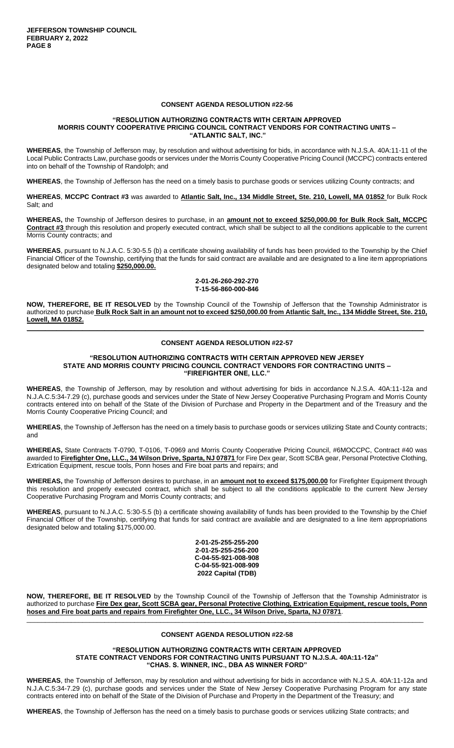### CONSENT AGENDA RESOLUTION #22-56

**"RESOLUTION AUTHORIZING CONTRACTS WITH CERTAIN APPROVED MORRIS COUNTY COOPERATIVE PRICING COUNCIL CONTRACT VENDORS FOR CONTRACTING UNITS – "ATLANTIC SALT, INC."**

**WHEREAS**, the Township of Jefferson may, by resolution and without advertising for bids, in accordance with N.J.S.A. 40A:11-11 of the Local Public Contracts Law, purchase goods or services under the Morris County Cooperative Pricing Council (MCCPC) contracts entered into on behalf of the Township of Randolph; and

**WHEREAS**, the Township of Jefferson has the need on a timely basis to purchase goods or services utilizing County contracts; and

**WHEREAS**, **MCCPC Contract #3** was awarded to **Atlantic Salt, Inc., 134 Middle Street, Ste. 210, Lowell, MA 01852** for Bulk Rock Salt; and

**WHEREAS,** the Township of Jefferson desires to purchase, in an **amount not to exceed $250,000.00 for Bulk Rock Salt, MCCPC Contract #3** through this resolution and properly executed contract, which shall be subject to all the conditions applicable to the current Morris County contracts; and

**WHEREAS**, pursuant to N.J.A.C. 5:30-5.5 (b) a certificate showing availability of funds has been provided to the Township by the Chief Financial Officer of the Township, certifying that the funds for said contract are available and are designated to a line item appropriations designated below and totaling **$250,000.00.**

**2-01-26-260-292-270**
**T-15-56-860-000-846**

**NOW, THEREFORE, BE IT RESOLVED** by the Township Council of the Township of Jefferson that the Township Administrator is authorized to purchase **Bulk Rock Salt in an amount not to exceed $250,000.00 from Atlantic Salt, Inc., 134 Middle Street, Ste. 210, Lowell, MA 01852.**

---

### CONSENT AGENDA RESOLUTION #22-57

**"RESOLUTION AUTHORIZING CONTRACTS WITH CERTAIN APPROVED NEW JERSEY STATE AND MORRIS COUNTY PRICING COUNCIL CONTRACT VENDORS FOR CONTRACTING UNITS – "FIREFIGHTER ONE, LLC."**

**WHEREAS**, the Township of Jefferson, may by resolution and without advertising for bids in accordance N.J.S.A. 40A:11-12a and N.J.A.C.5:34-7.29 (c), purchase goods and services under the State of New Jersey Cooperative Purchasing Program and Morris County contracts entered into on behalf of the State of the Division of Purchase and Property in the Department and of the Treasury and the Morris County Cooperative Pricing Council; and

**WHEREAS**, the Township of Jefferson has the need on a timely basis to purchase goods or services utilizing State and County contracts; and

**WHEREAS,** State Contracts T-0790, T-0106, T-0969 and Morris County Cooperative Pricing Council, #6MOCCPC, Contract #40 was awarded to **Firefighter One, LLC., 34 Wilson Drive, Sparta, NJ 07871** for Fire Dex gear, Scott SCBA gear, Personal Protective Clothing, Extrication Equipment, rescue tools, Ponn hoses and Fire boat parts and repairs; and

**WHEREAS,** the Township of Jefferson desires to purchase, in an **amount not to exceed $175,000.00** for Firefighter Equipment through this resolution and properly executed contract, which shall be subject to all the conditions applicable to the current New Jersey Cooperative Purchasing Program and Morris County contracts; and

**WHEREAS**, pursuant to N.J.A.C. 5:30-5.5 (b) a certificate showing availability of funds has been provided to the Township by the Chief Financial Officer of the Township, certifying that funds for said contract are available and are designated to a line item appropriations designated below and totaling $175,000.00.

**2-01-25-255-255-200**
**2-01-25-255-256-200**
**C-04-55-921-008-908**
**C-04-55-921-008-909**
**2022 Capital (TDB)**

**NOW, THEREFORE, BE IT RESOLVED** by the Township Council of the Township of Jefferson that the Township Administrator is authorized to purchase **Fire Dex gear, Scott SCBA gear, Personal Protective Clothing, Extrication Equipment, rescue tools, Ponn hoses and Fire boat parts and repairs from Firefighter One, LLC., 34 Wilson Drive, Sparta, NJ 07871**.

---

### CONSENT AGENDA RESOLUTION #22-58

**"RESOLUTION AUTHORIZING CONTRACTS WITH CERTAIN APPROVED STATE CONTRACT VENDORS FOR CONTRACTING UNITS PURSUANT TO N.J.S.A. 40A:11-12a" "CHAS. S. WINNER, INC., DBA AS WINNER FORD"**

**WHEREAS**, the Township of Jefferson, may by resolution and without advertising for bids in accordance with N.J.S.A. 40A:11-12a and N.J.A.C.5:34-7.29 (c), purchase goods and services under the State of New Jersey Cooperative Purchasing Program for any state contracts entered into on behalf of the State of the Division of Purchase and Property in the Department of the Treasury; and

**WHEREAS**, the Township of Jefferson has the need on a timely basis to purchase goods or services utilizing State contracts; and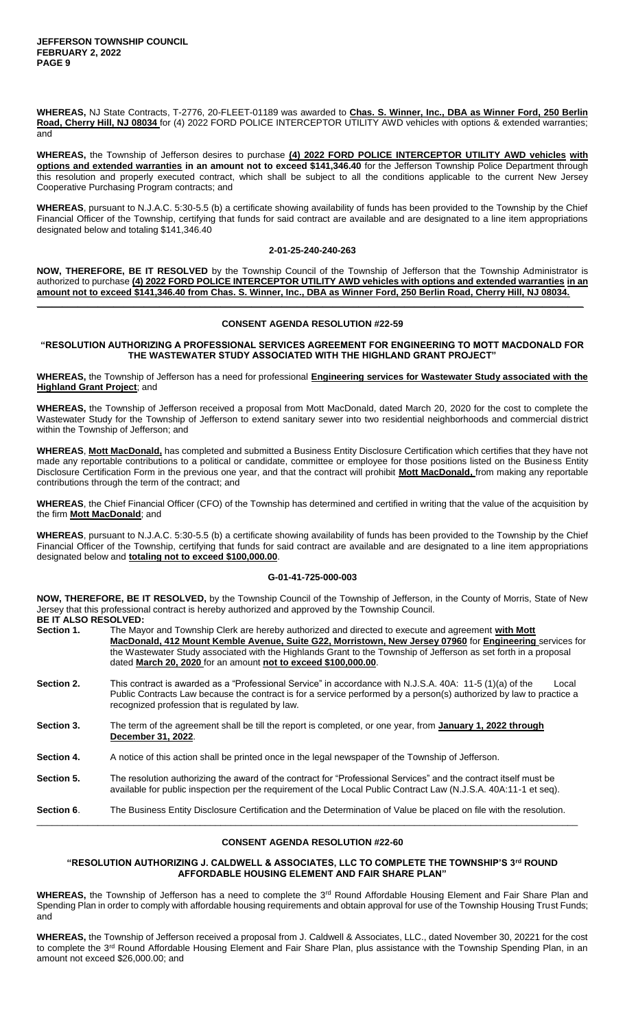**WHEREAS,** NJ State Contracts, T-2776, 20-FLEET-01189 was awarded to **Chas. S. Winner, Inc., DBA as Winner Ford, 250 Berlin Road, Cherry Hill, NJ 08034** for (4) 2022 FORD POLICE INTERCEPTOR UTILITY AWD vehicles with options & extended warranties; and

**WHEREAS,** the Township of Jefferson desires to purchase **(4) 2022 FORD POLICE INTERCEPTOR UTILITY AWD vehicles with options and extended warranties in an amount not to exceed $141,346.40** for the Jefferson Township Police Department through this resolution and properly executed contract, which shall be subject to all the conditions applicable to the current New Jersey Cooperative Purchasing Program contracts; and

**WHEREAS**, pursuant to N.J.A.C. 5:30-5.5 (b) a certificate showing availability of funds has been provided to the Township by the Chief Financial Officer of the Township, certifying that funds for said contract are available and are designated to a line item appropriations designated below and totaling $141,346.40

**2-01-25-240-240-263**

**NOW, THEREFORE, BE IT RESOLVED** by the Township Council of the Township of Jefferson that the Township Administrator is authorized to purchase **(4) 2022 FORD POLICE INTERCEPTOR UTILITY AWD vehicles with options and extended warranties in an amount not to exceed $141,346.40 from Chas. S. Winner, Inc., DBA as Winner Ford, 250 Berlin Road, Cherry Hill, NJ 08034.**

---

## CONSENT AGENDA RESOLUTION #22-59

### "RESOLUTION AUTHORIZING A PROFESSIONAL SERVICES AGREEMENT FOR ENGINEERING TO MOTT MACDONALD FOR THE WASTEWATER STUDY ASSOCIATED WITH THE HIGHLAND GRANT PROJECT"

**WHEREAS,** the Township of Jefferson has a need for professional **Engineering services for Wastewater Study associated with the Highland Grant Project**; and

**WHEREAS,** the Township of Jefferson received a proposal from Mott MacDonald, dated March 20, 2020 for the cost to complete the Wastewater Study for the Township of Jefferson to extend sanitary sewer into two residential neighborhoods and commercial district within the Township of Jefferson; and

**WHEREAS**, **Mott MacDonald,** has completed and submitted a Business Entity Disclosure Certification which certifies that they have not made any reportable contributions to a political or candidate, committee or employee for those positions listed on the Business Entity Disclosure Certification Form in the previous one year, and that the contract will prohibit **Mott MacDonald,** from making any reportable contributions through the term of the contract; and

**WHEREAS**, the Chief Financial Officer (CFO) of the Township has determined and certified in writing that the value of the acquisition by the firm **Mott MacDonald**; and

**WHEREAS**, pursuant to N.J.A.C. 5:30-5.5 (b) a certificate showing availability of funds has been provided to the Township by the Chief Financial Officer of the Township, certifying that funds for said contract are available and are designated to a line item appropriations designated below and **totaling not to exceed $100,000.00**.

**G-01-41-725-000-003**

**NOW, THEREFORE, BE IT RESOLVED,** by the Township Council of the Township of Jefferson, in the County of Morris, State of New Jersey that this professional contract is hereby authorized and approved by the Township Council.

**BE IT ALSO RESOLVED:**

**Section 1.** The Mayor and Township Clerk are hereby authorized and directed to execute and agreement **with Mott MacDonald, 412 Mount Kemble Avenue, Suite G22, Morristown, New Jersey 07960** for **Engineering** services for the Wastewater Study associated with the Highlands Grant to the Township of Jefferson as set forth in a proposal dated **March 20, 2020** for an amount **not to exceed $100,000.00**.

**Section 2.** This contract is awarded as a "Professional Service" in accordance with N.J.S.A. 40A: 11-5 (1)(a) of the Local Public Contracts Law because the contract is for a service performed by a person(s) authorized by law to practice a recognized profession that is regulated by law.

**Section 3.** The term of the agreement shall be till the report is completed, or one year, from **January 1, 2022 through December 31, 2022**.

**Section 4.** A notice of this action shall be printed once in the legal newspaper of the Township of Jefferson.

**Section 5.** The resolution authorizing the award of the contract for "Professional Services" and the contract itself must be available for public inspection per the requirement of the Local Public Contract Law (N.J.S.A. 40A:11-1 et seq).

**Section 6**. The Business Entity Disclosure Certification and the Determination of Value be placed on file with the resolution.

---

## CONSENT AGENDA RESOLUTION #22-60

### "RESOLUTION AUTHORIZING J. CALDWELL & ASSOCIATES, LLC TO COMPLETE THE TOWNSHIP'S 3rd ROUND AFFORDABLE HOUSING ELEMENT AND FAIR SHARE PLAN"

**WHEREAS,** the Township of Jefferson has a need to complete the 3rd Round Affordable Housing Element and Fair Share Plan and Spending Plan in order to comply with affordable housing requirements and obtain approval for use of the Township Housing Trust Funds; and

**WHEREAS,** the Township of Jefferson received a proposal from J. Caldwell & Associates, LLC., dated November 30, 20221 for the cost to complete the 3rd Round Affordable Housing Element and Fair Share Plan, plus assistance with the Township Spending Plan, in an amount not exceed $26,000.00; and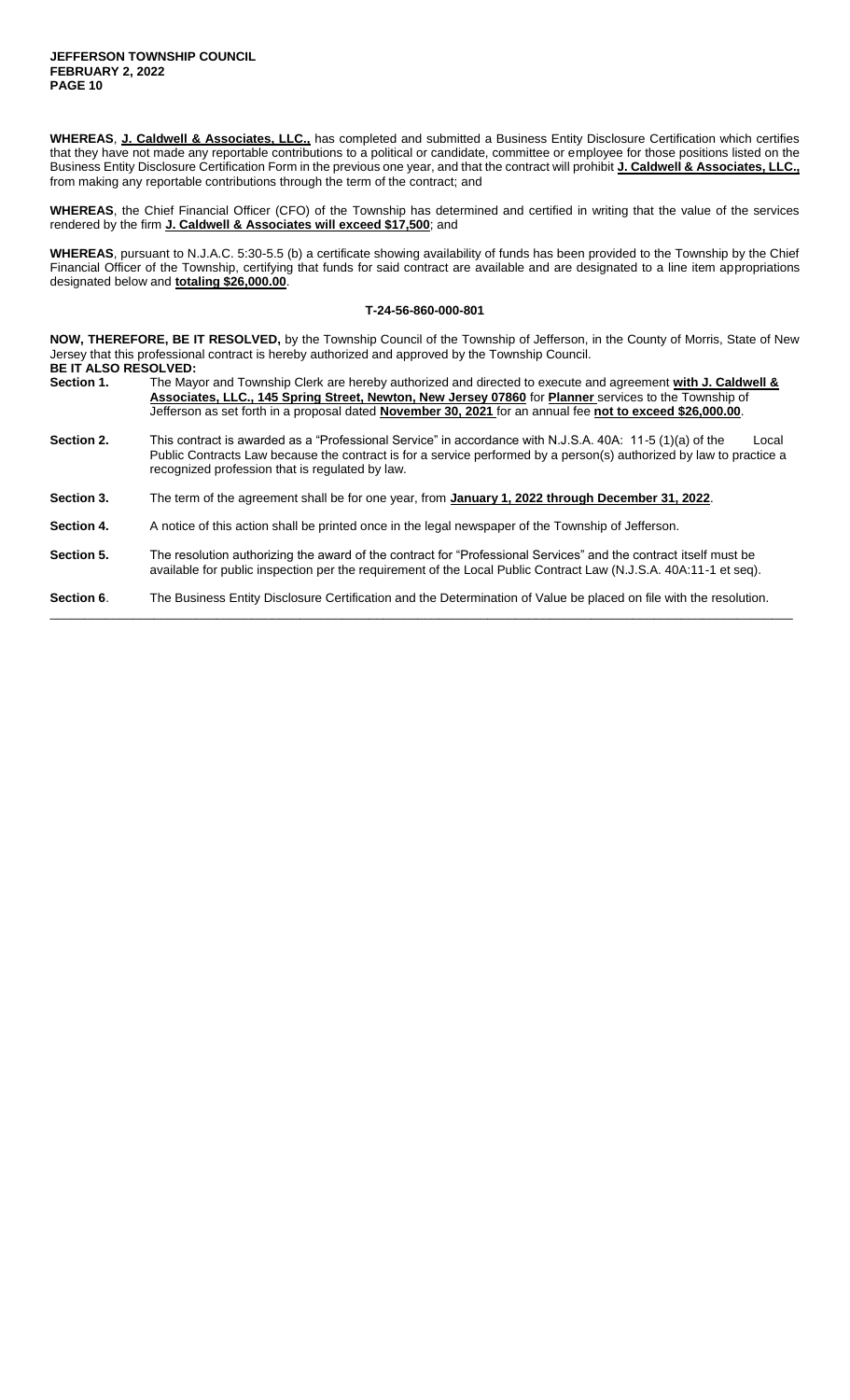**WHEREAS**, **J. Caldwell & Associates, LLC.,** has completed and submitted a Business Entity Disclosure Certification which certifies that they have not made any reportable contributions to a political or candidate, committee or employee for those positions listed on the Business Entity Disclosure Certification Form in the previous one year, and that the contract will prohibit **J. Caldwell & Associates, LLC.,** from making any reportable contributions through the term of the contract; and

**WHEREAS**, the Chief Financial Officer (CFO) of the Township has determined and certified in writing that the value of the services rendered by the firm **J. Caldwell & Associates will exceed $17,500**; and

**WHEREAS**, pursuant to N.J.A.C. 5:30-5.5 (b) a certificate showing availability of funds has been provided to the Township by the Chief Financial Officer of the Township, certifying that funds for said contract are available and are designated to a line item appropriations designated below and **totaling $26,000.00**.

**T-24-56-860-000-801**

**NOW, THEREFORE, BE IT RESOLVED,** by the Township Council of the Township of Jefferson, in the County of Morris, State of New Jersey that this professional contract is hereby authorized and approved by the Township Council.

**BE IT ALSO RESOLVED:**

**Section 1.** The Mayor and Township Clerk are hereby authorized and directed to execute and agreement **with J. Caldwell & Associates, LLC., 145 Spring Street, Newton, New Jersey 07860** for **Planner** services to the Township of Jefferson as set forth in a proposal dated **November 30, 2021** for an annual fee **not to exceed $26,000.00**.

**Section 2.** This contract is awarded as a "Professional Service" in accordance with N.J.S.A. 40A: 11-5 (1)(a) of the Local Public Contracts Law because the contract is for a service performed by a person(s) authorized by law to practice a recognized profession that is regulated by law.

**Section 3.** The term of the agreement shall be for one year, from **January 1, 2022 through December 31, 2022**.

**Section 4.** A notice of this action shall be printed once in the legal newspaper of the Township of Jefferson.

**Section 5.** The resolution authorizing the award of the contract for "Professional Services" and the contract itself must be available for public inspection per the requirement of the Local Public Contract Law (N.J.S.A. 40A:11-1 et seq).

**Section 6**. The Business Entity Disclosure Certification and the Determination of Value be placed on file with the resolution.

---